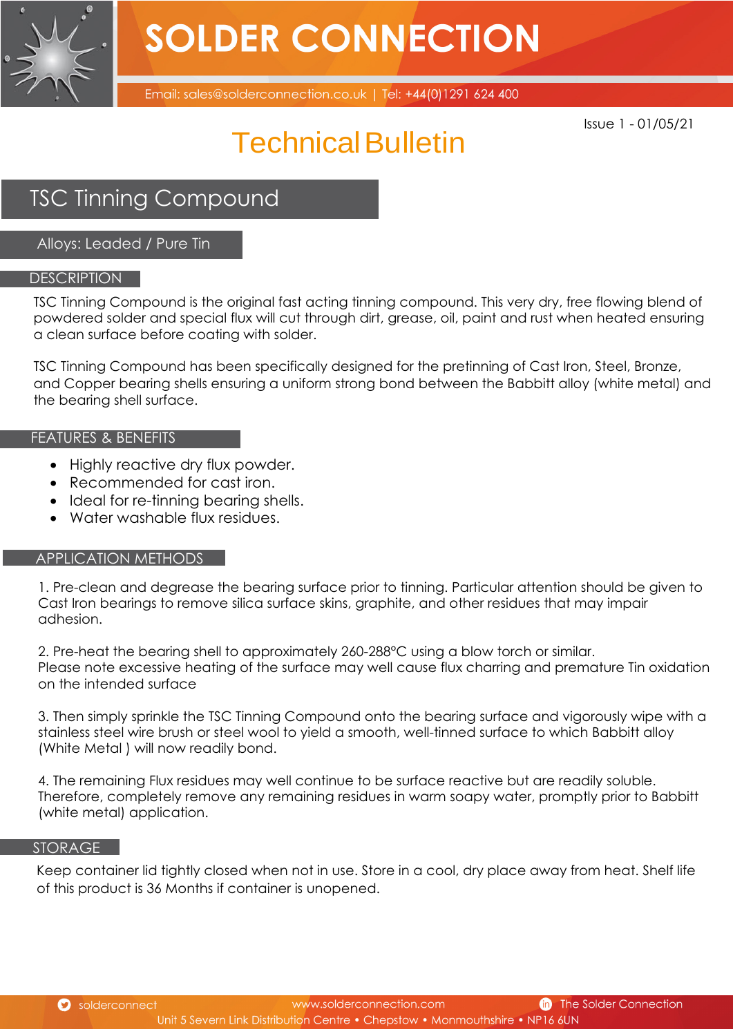# SOLDER CONNECTION

Email: sales@solderconnection.co.uk | Tel: +44(0)1291 624 400

Issue 1 - 01/05/21

## Technical Bulletin

## TSC Tinning Compound

Alloys: Leaded / Pure Tin

### DESCRIPTION

TSC Tinning Compound is the original fast acting tinning compound. This very dry, free flowing blend of powdered solder and special flux will cut through dirt, grease, oil, paint and rust when heated ensuring a clean surface before coating with solder.

TSC Tinning Compound has been specifically designed for the pretinning of Cast Iron, Steel, Bronze, and Copper bearing shells ensuring a uniform strong bond between the Babbitt alloy (white metal) and the bearing shell surface.

### FEATURES & BENEFITS

- Highly reactive dry flux powder.
- Recommended for cast iron.
- Ideal for re-tinning bearing shells.
- Water washable flux residues.

### APPLICATION METHODS

1. Pre-clean and degrease the bearing surface prior to tinning. Particular attention should be given to Cast Iron bearings to remove silica surface skins, graphite, and other residues that may impair adhesion.

2. Pre-heat the bearing shell to approximately 260-288°C using a blow torch or similar.
Please note excessive heating of the surface may well cause flux charring and premature Tin oxidation on the intended surface

3. Then simply sprinkle the TSC Tinning Compound onto the bearing surface and vigorously wipe with a stainless steel wire brush or steel wool to yield a smooth, well-tinned surface to which Babbitt alloy (White Metal ) will now readily bond.

4. The remaining Flux residues may well continue to be surface reactive but are readily soluble. Therefore, completely remove any remaining residues in warm soapy water, promptly prior to Babbitt (white metal) application.

### STORAGE

Keep container lid tightly closed when not in use. Store in a cool, dry place away from heat. Shelf life of this product is 36 Months if container is unopened.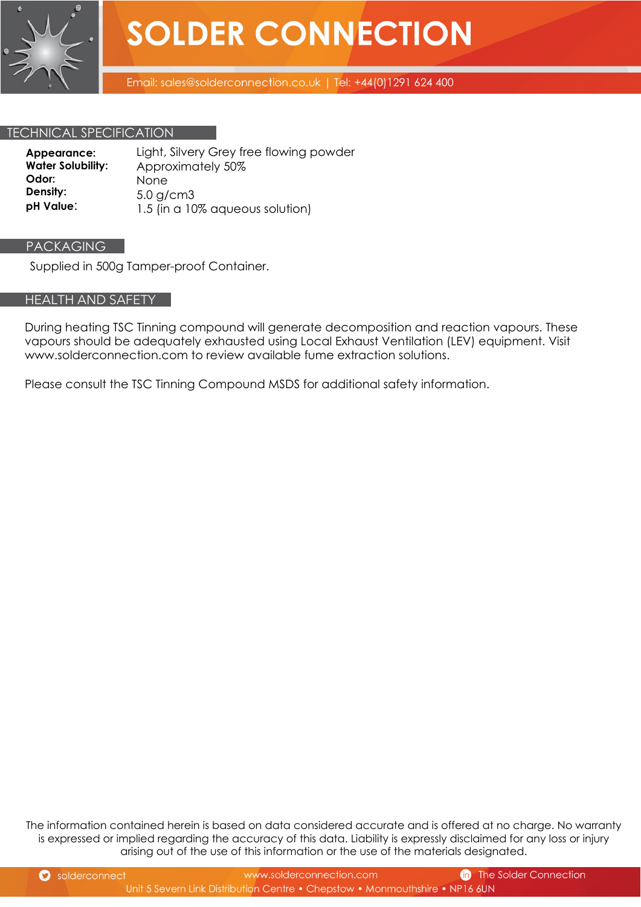## TECHNICAL SPECIFICATION

| | |
|---|---|
| **Appearance:** | Light, Silvery Grey free flowing powder |
| **Water Solubility:** | Approximately 50% |
| **Odor:** | None |
| **Density:** | 5.0 g/cm3 |
| **pH Value**: | 1.5 (in a 10% aqueous solution) |

## PACKAGING

Supplied in 500g Tamper-proof Container.

## HEALTH AND SAFETY

During heating TSC Tinning compound will generate decomposition and reaction vapours. These vapours should be adequately exhausted using Local Exhaust Ventilation (LEV) equipment. Visit www.solderconnection.com to review available fume extraction solutions.

Please consult the TSC Tinning Compound MSDS for additional safety information.

The information contained herein is based on data considered accurate and is offered at no charge. No warranty is expressed or implied regarding the accuracy of this data. Liability is expressly disclaimed for any loss or injury arising out of the use of this information or the use of the materials designated.